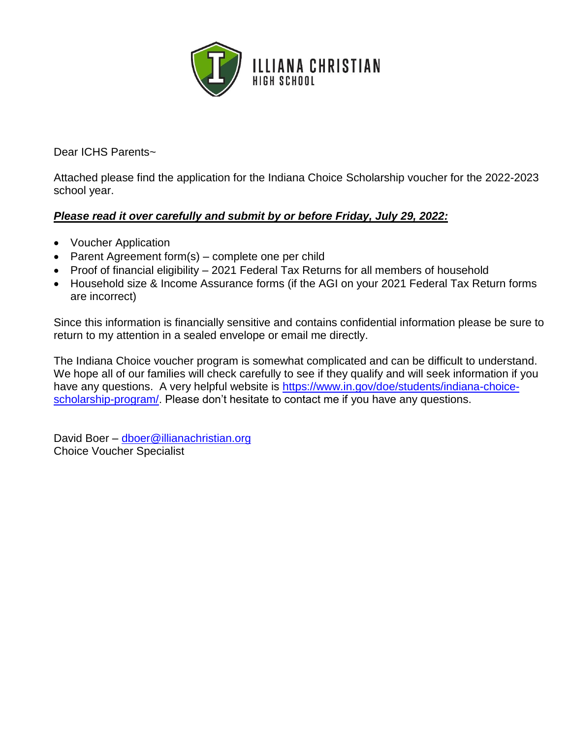ILLIANA CHRISTIAN
HIGH SCHOOL

Dear ICHS Parents~

Attached please find the application for the Indiana Choice Scholarship voucher for the 2022-2023 school year.

***Please read it over carefully and submit by or before Friday, July 29, 2022:***

- Voucher Application
- Parent Agreement form(s) – complete one per child
- Proof of financial eligibility – 2021 Federal Tax Returns for all members of household
- Household size & Income Assurance forms (if the AGI on your 2021 Federal Tax Return forms are incorrect)

Since this information is financially sensitive and contains confidential information please be sure to return to my attention in a sealed envelope or email me directly.

The Indiana Choice voucher program is somewhat complicated and can be difficult to understand. We hope all of our families will check carefully to see if they qualify and will seek information if you have any questions. A very helpful website is [https://www.in.gov/doe/students/indiana-choice-scholarship-program/](https://www.in.gov/doe/students/indiana-choice-scholarship-program/). Please don't hesitate to contact me if you have any questions.

David Boer – [dboer@illianachristian.org](mailto:dboer@illianachristian.org)
Choice Voucher Specialist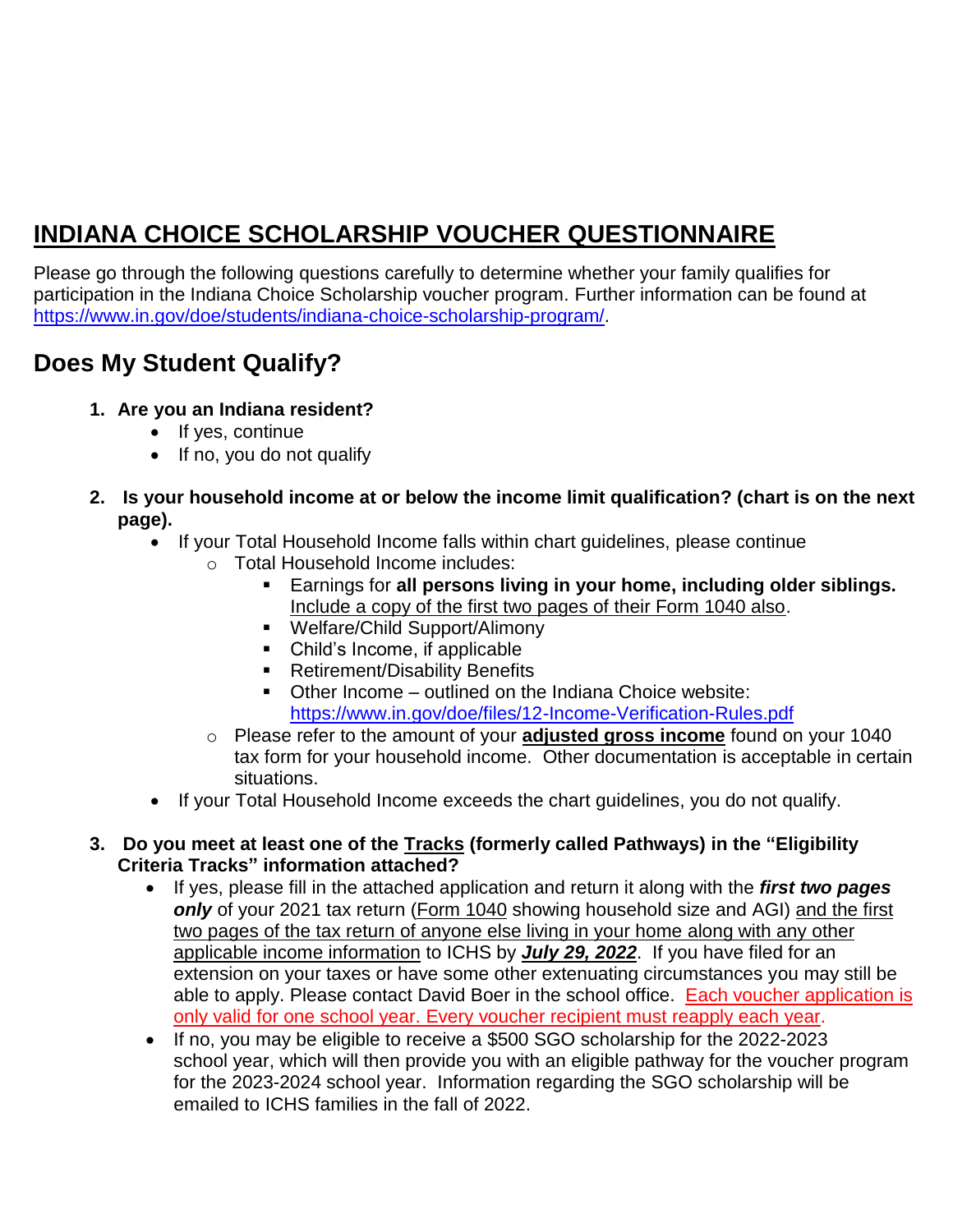# INDIANA CHOICE SCHOLARSHIP VOUCHER QUESTIONNAIRE

Please go through the following questions carefully to determine whether your family qualifies for participation in the Indiana Choice Scholarship voucher program. Further information can be found at https://www.in.gov/doe/students/indiana-choice-scholarship-program/.

## Does My Student Qualify?

1. **Are you an Indiana resident?**
   - If yes, continue
   - If no, you do not qualify

2. **Is your household income at or below the income limit qualification? (chart is on the next page).**
   - If your Total Household Income falls within chart guidelines, please continue
     - Total Household Income includes:
       - Earnings for **all persons living in your home, including older siblings.** Include a copy of the first two pages of their Form 1040 also.
       - Welfare/Child Support/Alimony
       - Child's Income, if applicable
       - Retirement/Disability Benefits
       - Other Income – outlined on the Indiana Choice website: https://www.in.gov/doe/files/12-Income-Verification-Rules.pdf
     - Please refer to the amount of your **adjusted gross income** found on your 1040 tax form for your household income. Other documentation is acceptable in certain situations.
   - If your Total Household Income exceeds the chart guidelines, you do not qualify.

3. **Do you meet at least one of the Tracks (formerly called Pathways) in the "Eligibility Criteria Tracks" information attached?**
   - If yes, please fill in the attached application and return it along with the ***first two pages only*** of your 2021 tax return (Form 1040 showing household size and AGI) and the first two pages of the tax return of anyone else living in your home along with any other applicable income information to ICHS by ***July 29, 2022***. If you have filed for an extension on your taxes or have some other extenuating circumstances you may still be able to apply. Please contact David Boer in the school office. Each voucher application is only valid for one school year. Every voucher recipient must reapply each year.
   - If no, you may be eligible to receive a $500 SGO scholarship for the 2022-2023 school year, which will then provide you with an eligible pathway for the voucher program for the 2023-2024 school year. Information regarding the SGO scholarship will be emailed to ICHS families in the fall of 2022.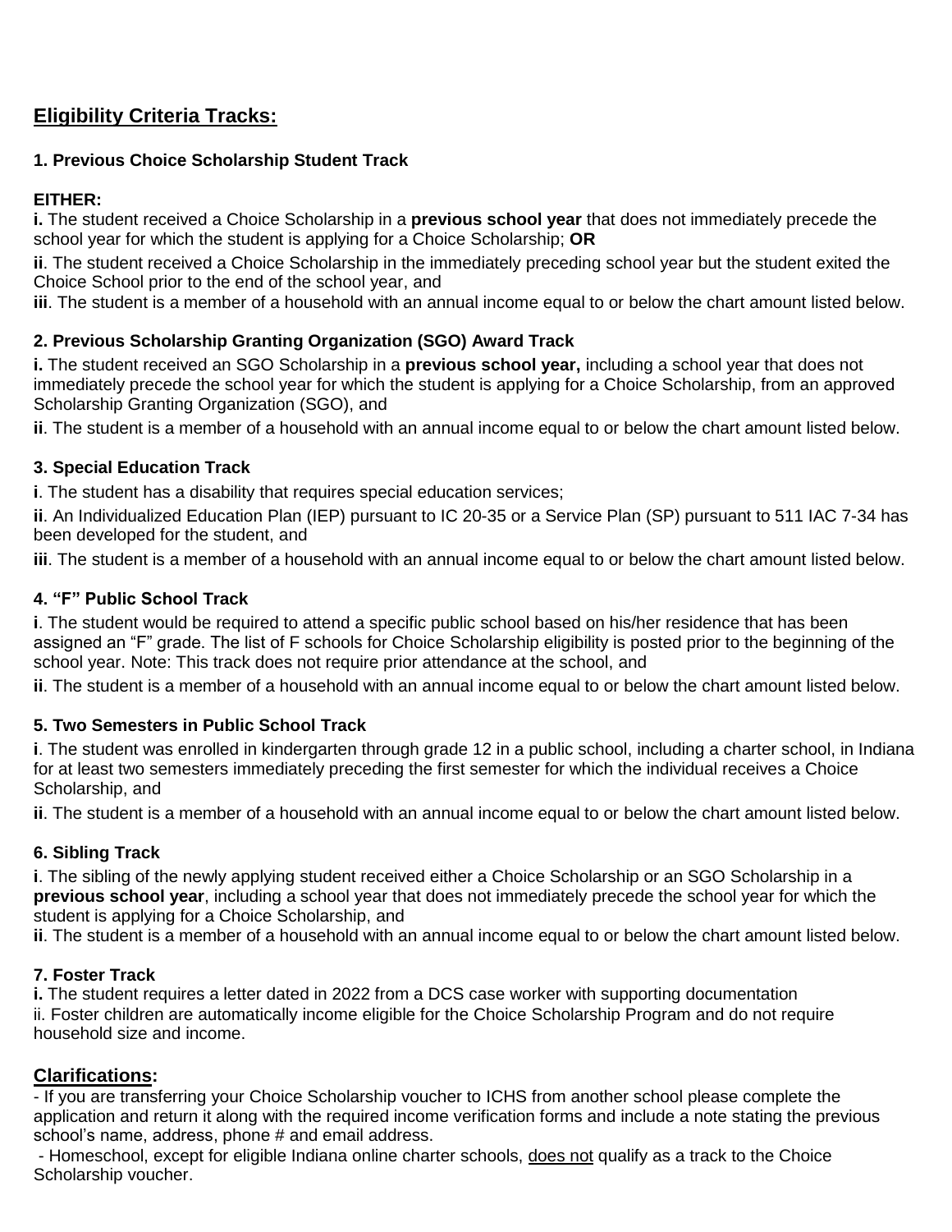## Eligibility Criteria Tracks:

### 1. Previous Choice Scholarship Student Track

**EITHER:**

**i.** The student received a Choice Scholarship in a **previous school year** that does not immediately precede the school year for which the student is applying for a Choice Scholarship; **OR**

**ii**. The student received a Choice Scholarship in the immediately preceding school year but the student exited the Choice School prior to the end of the school year, and

**iii**. The student is a member of a household with an annual income equal to or below the chart amount listed below.

### 2. Previous Scholarship Granting Organization (SGO) Award Track

**i.** The student received an SGO Scholarship in a **previous school year,** including a school year that does not immediately precede the school year for which the student is applying for a Choice Scholarship, from an approved Scholarship Granting Organization (SGO), and

**ii**. The student is a member of a household with an annual income equal to or below the chart amount listed below.

### 3. Special Education Track

**i**. The student has a disability that requires special education services;

**ii**. An Individualized Education Plan (IEP) pursuant to IC 20-35 or a Service Plan (SP) pursuant to 511 IAC 7-34 has been developed for the student, and

**iii**. The student is a member of a household with an annual income equal to or below the chart amount listed below.

### 4. "F" Public School Track

**i**. The student would be required to attend a specific public school based on his/her residence that has been assigned an "F" grade. The list of F schools for Choice Scholarship eligibility is posted prior to the beginning of the school year. Note: This track does not require prior attendance at the school, and

**ii**. The student is a member of a household with an annual income equal to or below the chart amount listed below.

### 5. Two Semesters in Public School Track

**i**. The student was enrolled in kindergarten through grade 12 in a public school, including a charter school, in Indiana for at least two semesters immediately preceding the first semester for which the individual receives a Choice Scholarship, and

**ii**. The student is a member of a household with an annual income equal to or below the chart amount listed below.

### 6. Sibling Track

**i**. The sibling of the newly applying student received either a Choice Scholarship or an SGO Scholarship in a **previous school year**, including a school year that does not immediately precede the school year for which the student is applying for a Choice Scholarship, and

**ii**. The student is a member of a household with an annual income equal to or below the chart amount listed below.

### 7. Foster Track

**i.** The student requires a letter dated in 2022 from a DCS case worker with supporting documentation

ii. Foster children are automatically income eligible for the Choice Scholarship Program and do not require household size and income.

## Clarifications:

- If you are transferring your Choice Scholarship voucher to ICHS from another school please complete the application and return it along with the required income verification forms and include a note stating the previous school's name, address, phone # and email address.
- Homeschool, except for eligible Indiana online charter schools, does not qualify as a track to the Choice Scholarship voucher.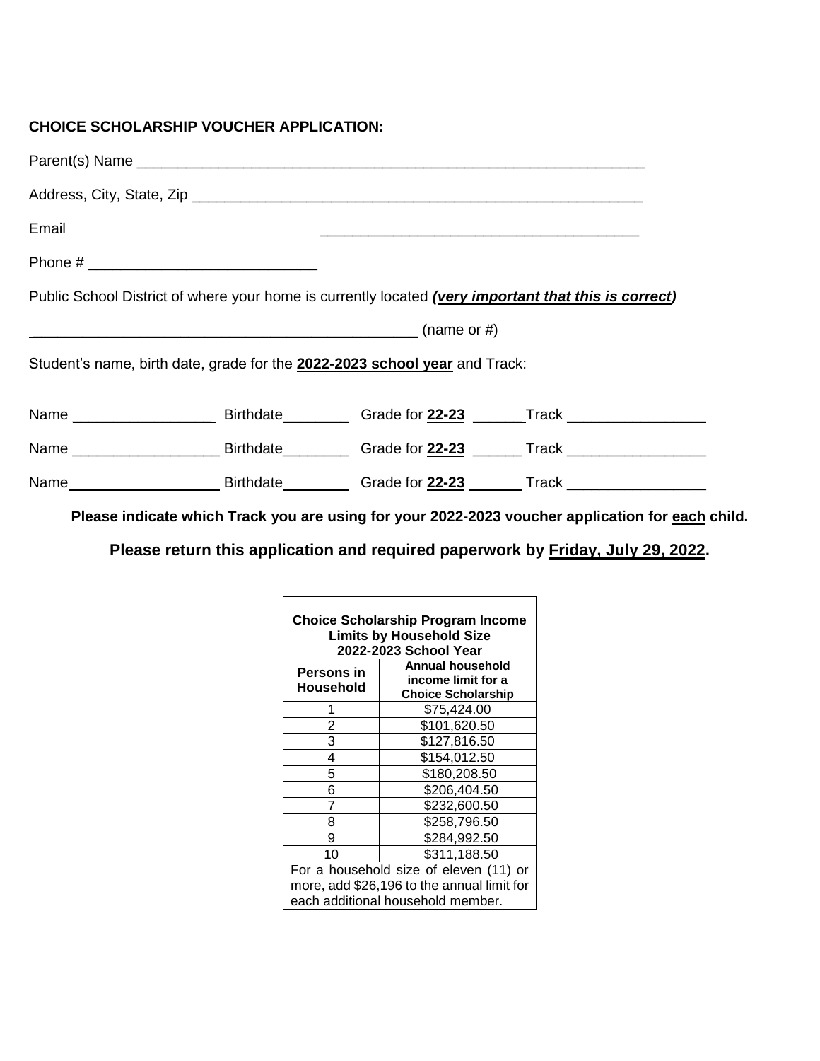**CHOICE SCHOLARSHIP VOUCHER APPLICATION:**

Parent(s) Name ______________________________________________________________

Address, City, State, Zip _______________________________________________________

Email__________________________________________________________________

Phone # ___________________________

Public School District of where your home is currently located ***(very important that this is correct)***

_____________________________________________ (name or #)

Student's name, birth date, grade for the **2022-2023 school year** and Track:

Name _________________ Birthdate________ Grade for **22-23** ______ Track ________________

Name _________________ Birthdate________ Grade for **22-23** ______ Track ________________

Name _________________ Birthdate________ Grade for **22-23** ______ Track ________________

**Please indicate which Track you are using for your 2022-2023 voucher application for each child.**

**Please return this application and required paperwork by Friday, July 29, 2022.**

| **Choice Scholarship Program Income Limits by Household Size 2022-2023 School Year** | |
|---|---|
| **Persons in Household** | **Annual household income limit for a Choice Scholarship** |
| 1 | $75,424.00 |
| 2 | $101,620.50 |
| 3 | $127,816.50 |
| 4 | $154,012.50 |
| 5 | $180,208.50 |
| 6 | $206,404.50 |
| 7 | $232,600.50 |
| 8 | $258,796.50 |
| 9 | $284,992.50 |
| 10 | $311,188.50 |
| For a household size of eleven (11) or more, add $26,196 to the annual limit for each additional household member. | |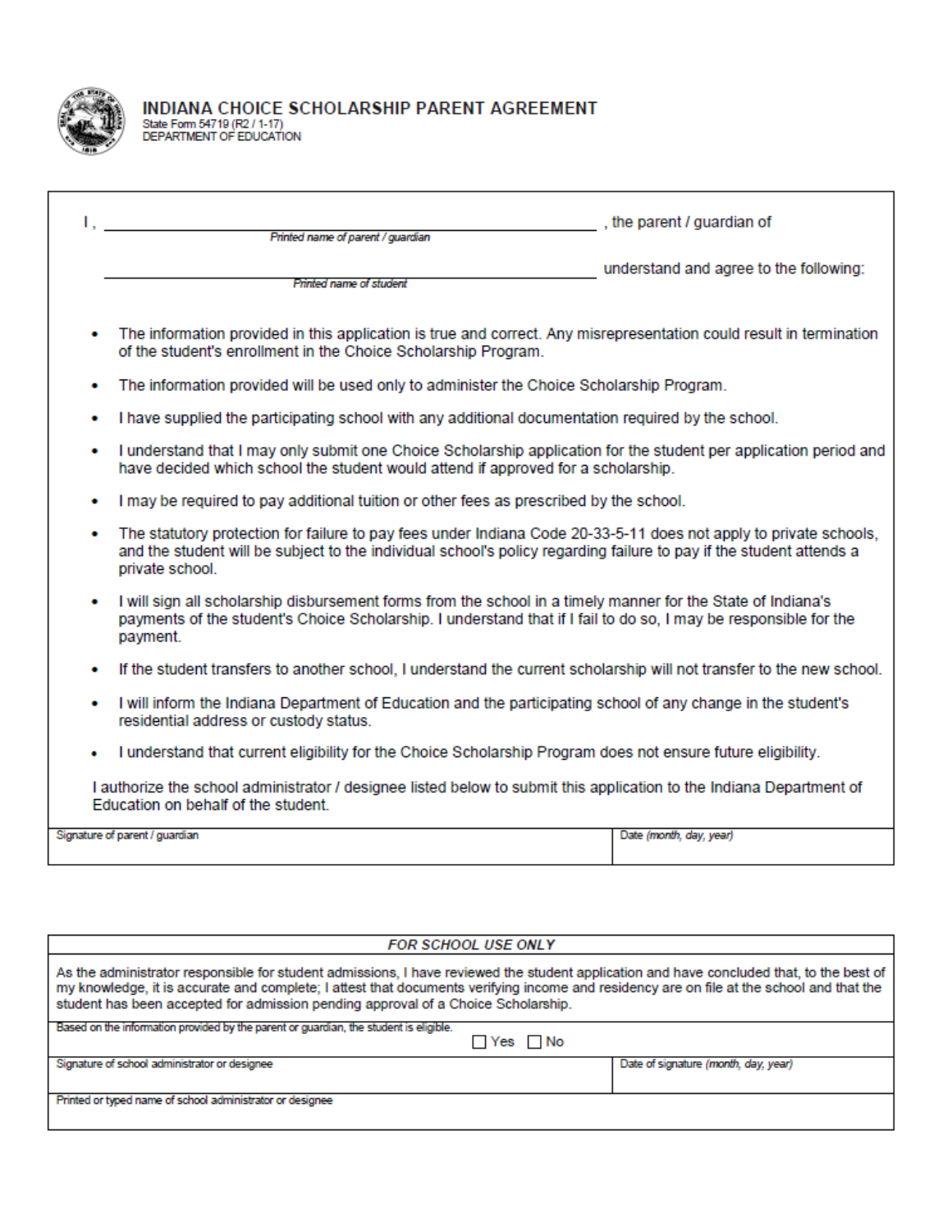# INDIANA CHOICE SCHOLARSHIP PARENT AGREEMENT

State Form 54719 (R2 / 1-17)
DEPARTMENT OF EDUCATION

I, ______________________________________________, the parent / guardian of
*Printed name of parent / guardian*

______________________________________________ understand and agree to the following:
*Printed name of student*

- The information provided in this application is true and correct. Any misrepresentation could result in termination of the student's enrollment in the Choice Scholarship Program.
- The information provided will be used only to administer the Choice Scholarship Program.
- I have supplied the participating school with any additional documentation required by the school.
- I understand that I may only submit one Choice Scholarship application for the student per application period and have decided which school the student would attend if approved for a scholarship.
- I may be required to pay additional tuition or other fees as prescribed by the school.
- The statutory protection for failure to pay fees under Indiana Code 20-33-5-11 does not apply to private schools, and the student will be subject to the individual school's policy regarding failure to pay if the student attends a private school.
- I will sign all scholarship disbursement forms from the school in a timely manner for the State of Indiana's payments of the student's Choice Scholarship. I understand that if I fail to do so, I may be responsible for the payment.
- If the student transfers to another school, I understand the current scholarship will not transfer to the new school.
- I will inform the Indiana Department of Education and the participating school of any change in the student's residential address or custody status.
- I understand that current eligibility for the Choice Scholarship Program does not ensure future eligibility.

I authorize the school administrator / designee listed below to submit this application to the Indiana Department of Education on behalf of the student.

| Signature of parent / guardian | Date *(month, day, year)* |
| --- | --- |
| | |

| *FOR SCHOOL USE ONLY* | |
| --- | --- |
| As the administrator responsible for student admissions, I have reviewed the student application and have concluded that, to the best of my knowledge, it is accurate and complete; I attest that documents verifying income and residency are on file at the school and that the student has been accepted for admission pending approval of a Choice Scholarship. | |
| Based on the information provided by the parent or guardian, the student is eligible. ☐ Yes ☐ No | |
| Signature of school administrator or designee | Date of signature *(month, day, year)* |
| Printed or typed name of school administrator or designee | |